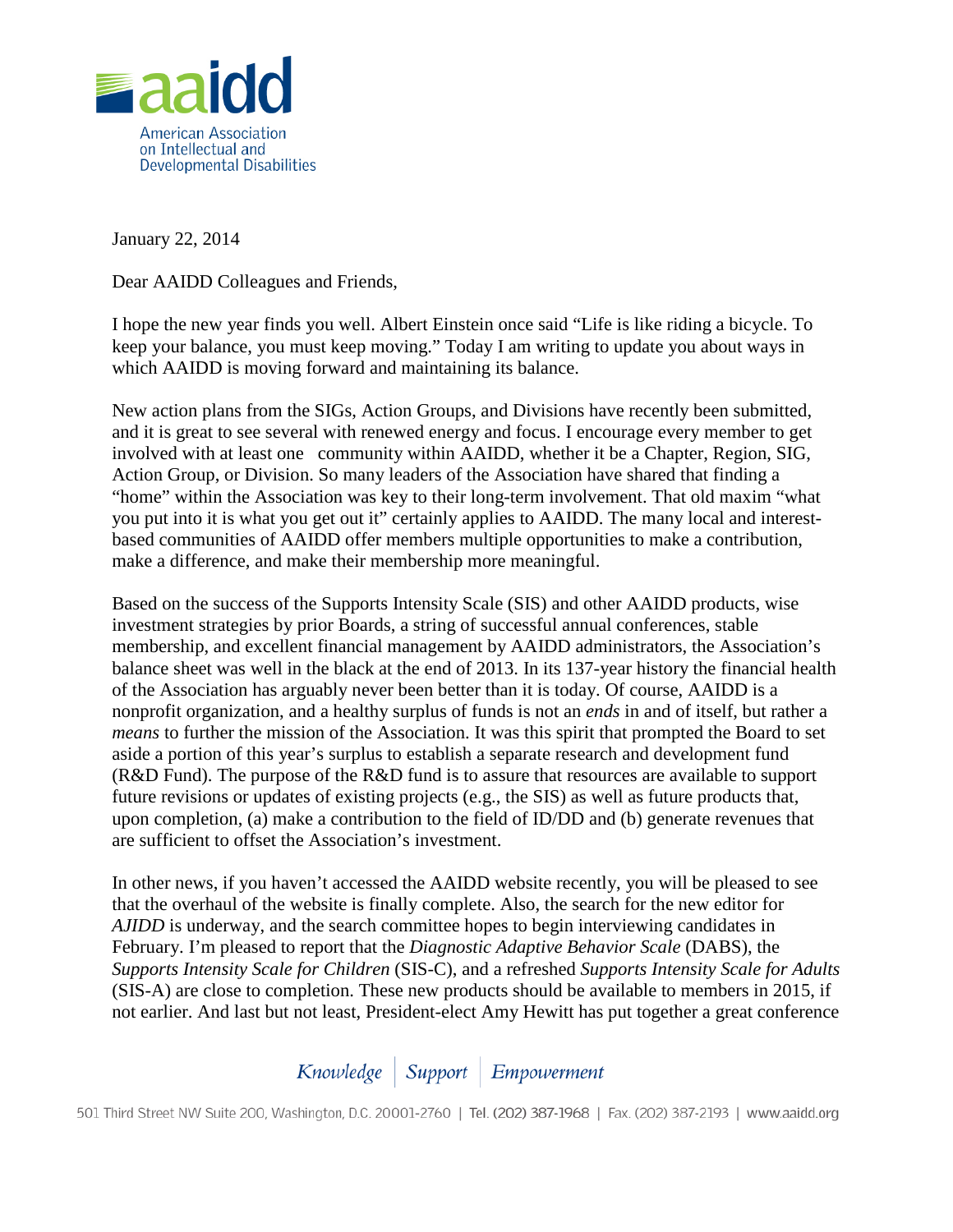aaidd

American Association on Intellectual and Developmental Disabilities

January 22, 2014

Dear AAIDD Colleagues and Friends,

I hope the new year finds you well. Albert Einstein once said "Life is like riding a bicycle. To keep your balance, you must keep moving." Today I am writing to update you about ways in which AAIDD is moving forward and maintaining its balance.

New action plans from the SIGs, Action Groups, and Divisions have recently been submitted, and it is great to see several with renewed energy and focus. I encourage every member to get involved with at least one community within AAIDD, whether it be a Chapter, Region, SIG, Action Group, or Division. So many leaders of the Association have shared that finding a "home" within the Association was key to their long-term involvement. That old maxim "what you put into it is what you get out it" certainly applies to AAIDD. The many local and interest-based communities of AAIDD offer members multiple opportunities to make a contribution, make a difference, and make their membership more meaningful.

Based on the success of the Supports Intensity Scale (SIS) and other AAIDD products, wise investment strategies by prior Boards, a string of successful annual conferences, stable membership, and excellent financial management by AAIDD administrators, the Association's balance sheet was well in the black at the end of 2013. In its 137-year history the financial health of the Association has arguably never been better than it is today. Of course, AAIDD is a nonprofit organization, and a healthy surplus of funds is not an *ends* in and of itself, but rather a *means* to further the mission of the Association. It was this spirit that prompted the Board to set aside a portion of this year's surplus to establish a separate research and development fund (R&D Fund). The purpose of the R&D fund is to assure that resources are available to support future revisions or updates of existing projects (e.g., the SIS) as well as future products that, upon completion, (a) make a contribution to the field of ID/DD and (b) generate revenues that are sufficient to offset the Association's investment.

In other news, if you haven't accessed the AAIDD website recently, you will be pleased to see that the overhaul of the website is finally complete. Also, the search for the new editor for *AJIDD* is underway, and the search committee hopes to begin interviewing candidates in February. I'm pleased to report that the *Diagnostic Adaptive Behavior Scale* (DABS), the *Supports Intensity Scale for Children* (SIS-C), and a refreshed *Supports Intensity Scale for Adults* (SIS-A) are close to completion. These new products should be available to members in 2015, if not earlier. And last but not least, President-elect Amy Hewitt has put together a great conference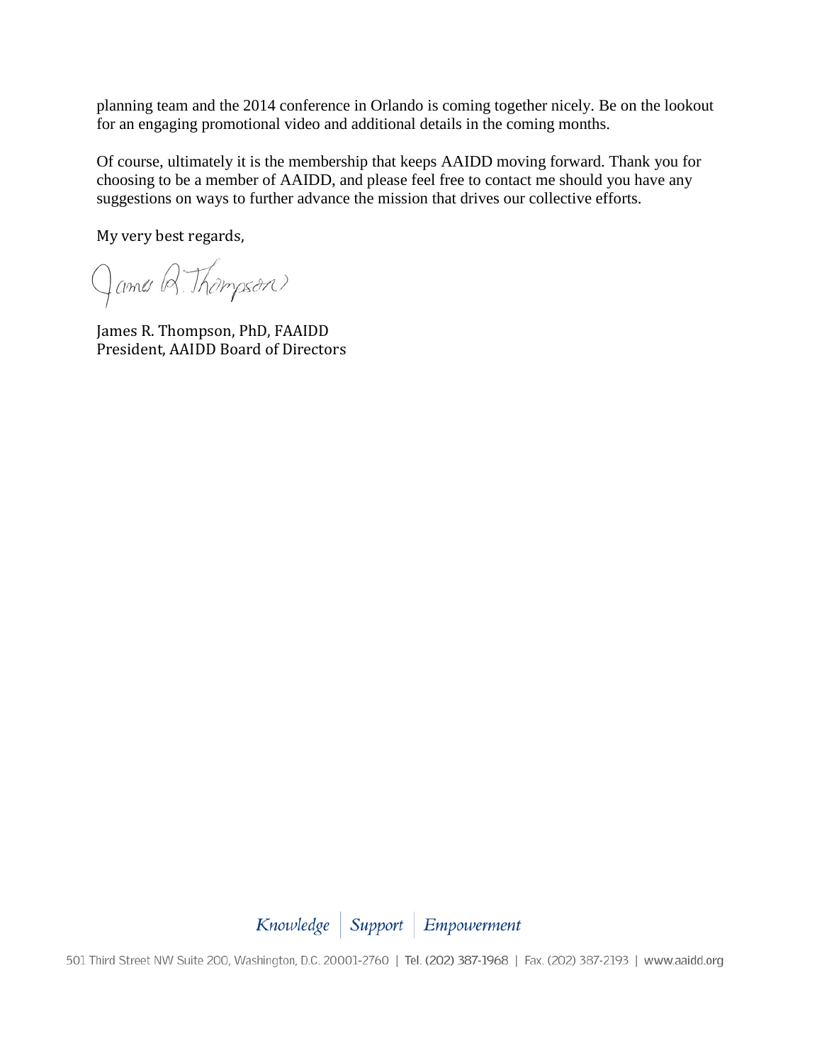planning team and the 2014 conference in Orlando is coming together nicely. Be on the lookout for an engaging promotional video and additional details in the coming months.

Of course, ultimately it is the membership that keeps AAIDD moving forward. Thank you for choosing to be a member of AAIDD, and please feel free to contact me should you have any suggestions on ways to further advance the mission that drives our collective efforts.

My very best regards,

James R. Thompson

James R. Thompson, PhD, FAAIDD
President, AAIDD Board of Directors

*Knowledge | Support | Empowerment*

501 Third Street NW Suite 200, Washington, D.C. 20001-2760 | Tel. (202) 387-1968 | Fax. (202) 387-2193 | www.aaidd.org